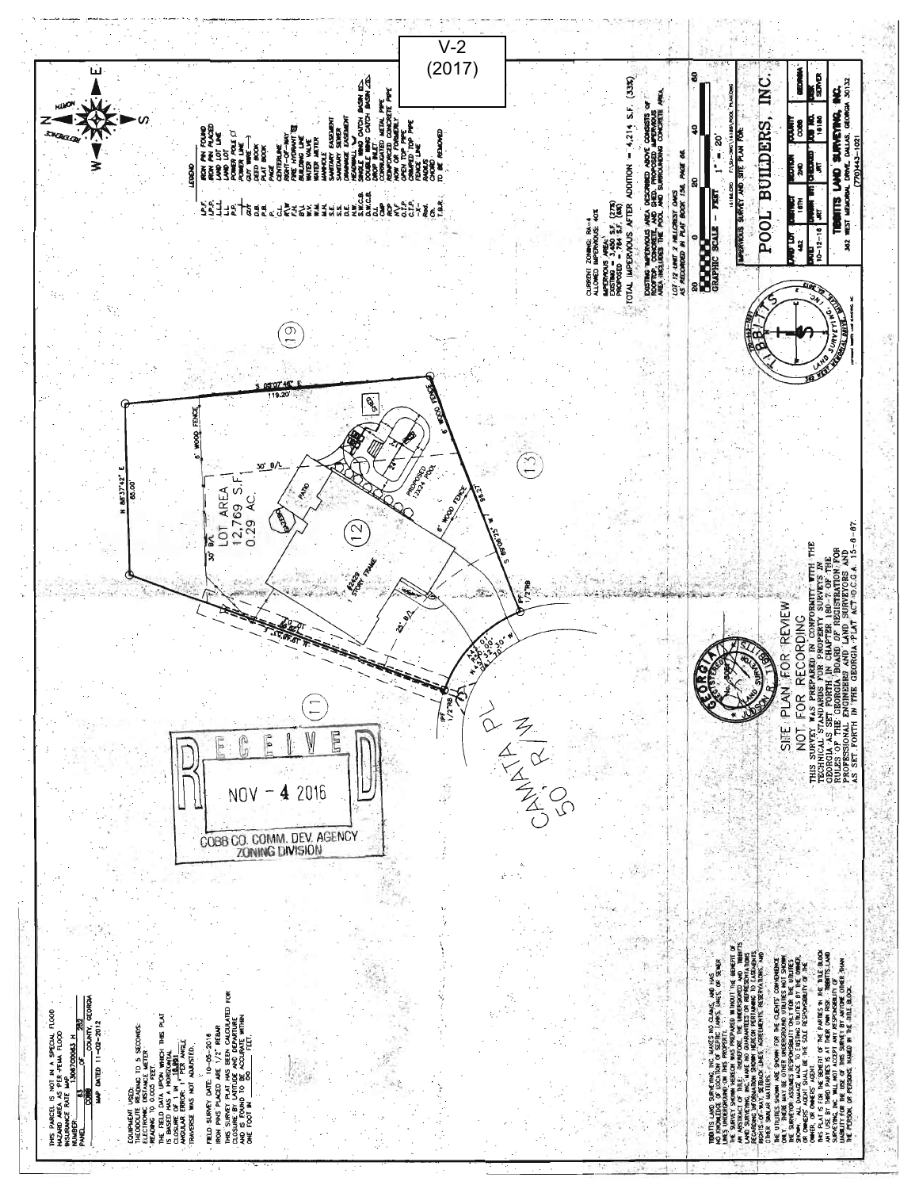V-2
(2017)

THIS PARCEL IS NOT IN A SPECIAL FLOOD HAZARD AREA AS PER FEMA FLOOD INSURANCE RATE MAP 13067C0063 H
NUMBER
PANEL 63 OF 252
COBB COUNTY, GEORGIA
MAP DATED 11-02-2012

EQUIPMENT USED:
THEODOLITE READING TO 5 SECONDS
ELECTRONIC DISTANCE METER READING TO 0.005 FEET.
THE FIELD DATA UPON WHICH THIS PLAT IS BASED HAS A HORIZONTAL CLOSURE OF 1' IN 18,991 FEET AND AN ANGULAR ERROR OF 1" PER ANGLE TRAVERSE WAS NOT ADJUSTED.

FIELD SURVEY DATE: 10-05-2016
IRON PINS PLACED ARE 1/2" REBAR
THIS SURVEY PLAT HAS BEEN CALCULATED FOR CLOSURE BY LATITUDE AND DEPARTURE AND IS FOUND TO BE ACCURATE WITHIN ONE FOOT IN 100,000 FEET.

TIBBITTS LAND SURVEYING, INC. MAKES NO CLAIMS, AND HAS NO KNOWLEDGE OF LOCATION OF SEPTIC TANKS, LINES, OR SEWER LINES UNDERGROUND ON THIS PROPERTY. THE SURVEY SHOWN HEREON WAS PREPARED WITHOUT THE BENEFIT OF AN ABSTRACT OF TITLE. THEREFORE, THE UNDERSIGNED AND TIBBITTS LAND SURVEYING, INC. MAKE NO GUARANTEES OR REPRESENTATIONS REGARDING INFORMATION SHOWN HEREON PERTAINING TO EASEMENTS, RIGHTS-OF-WAY, SETBACK LINES, AGREEMENTS, RESERVATIONS, AND OTHER SIMILAR MATTERS.
THE UTILITIES SHOWN ARE SHOWN FOR THE CLIENTS' CONVENIENCE ONLY. THERE MAY BE OTHER UNDERGROUND UTILITIES NOT SHOWN. THE SURVEYOR ASSUMES RESPONSIBILITY ONLY FOR THE UTILITIES SHOWN. ALL UNDERGROUND UTILITIES SHALL BE LOCATED BY THE OWNER OR OWNERS' AGENT. THE UTILITIES SHALL BE THE SOLE RESPONSIBILITY OF THE OWNER, OR OWNERS' AGENT.
THIS PLAT IS FOR THE BENEFIT OF THE PARTIES IN THE TITLE BLOCK. ANY USE BY THIRD PARTIES IS AT THEIR OWN RISK. TIBBITTS LAND SURVEYING, INC. WILL NOT ACCEPT ANY RESPONSIBILITY OR LIABILITY FOR THE USE OF THIS SURVEY BY ANYONE OTHER THAN THE PERSON OR PERSONS NAMED IN THE TITLE BLOCK.

RECEIVED
NOV - 4 2016
COBB CO. COMM. DEV. AGENCY
ZONING DIVISION

(11) (12) (13) (19)

LOT AREA
12,769 S.F.
0.29 AC.

N 86°37'42" E 85.00'
S 05°07'46" E 119.20'
S 69°06'25" W 95.27'
N 44°44'01" W
6' WOOD FENCE
30' B/L
25' B/L
PATIO
PROPOSED 12x24 POOL
#2429 1 STORY FRAME
IPF 1/2"RB

CAMATA PL
50' R/W

SITE PLAN FOR REVIEW
NOT FOR RECORDING
THIS SURVEY WAS PREPARED IN CONFORMITY WITH THE TECHNICAL STANDARDS FOR PROPERTY SURVEYS IN GEORGIA AS SET FORTH IN CHAPTER 180-7 OF THE RULES OF THE GEORGIA BOARD OF REGISTRATION FOR PROFESSIONAL ENGINEERS AND LAND SURVEYORS AND AS SET FORTH IN THE GEORGIA PLAT ACT O.C.G.A. 15-6-67.

## LEGEND

- I.P.F. IRON PIN FOUND
- I.P.P. IRON PIN PLACED
- L.L.L. LAND LOT LINE
- L.L. LAND LOT
- P.P. POWER POLE
- P.L. POWER LINE
- G.W. GUY WIRE
- D.B. DEED BOOK
- P.B. PLAT BOOK
- PG. PAGE
- C.L. CENTERLINE
- R/W RIGHT-OF-WAY
- F.H. FIRE HYDRANT
- B.L. BUILDING LINE
- W.V. WATER VALVE
- W.M. WATER METER
- M.H. MANHOLE
- S.E. SANITARY EASEMENT
- S.S. SANITARY SEWER
- D.E. DRAINAGE EASEMENT
- H.W. HEADWALL
- S.W.C.B. SINGLE WING CATCH BASIN
- D.W.C.B. DOUBLE WING CATCH BASIN
- D.I. DROP INLET
- CMP CORRUGATED METAL PIPE
- RCP REINFORCED CONCRETE PIPE
- N/F NOW OR FORMERLY
- O.T.P. OPEN TOP PIPE
- C.T.P. CRIMPED TOP PIPE
- -x- FENCE LINE
- Rad. RADIUS
- CH. CHORD
- T.B.R. TO BE REMOVED

CURRENT ZONING: RA-4
ALLOWED IMPERVIOUS: 40%
IMPERVIOUS AREA:
EXISTING = 3,450 S.F. (27%)
PROPOSED = 764 S.F. (6%)
TOTAL IMPERVIOUS AFTER ADDITION = 4,214 S.F. (33%)

EXISTING IMPERVIOUS AREA DESCRIBED ABOVE CONSISTS OF ROOFTOP, CONCRETE, AND DRIVE. PROPOSED IMPERVIOUS AREA INCLUDES THE POOL AND SURROUNDING CONCRETE AREA.

LOT 12 UNIT 2 HILLCREST OAKS
AS RECORDED IN PLAT BOOK 158, PAGE 68.

GRAPHIC SCALE - FEET 1" = 20'

IMPERVIOUS SURVEY AND SITE PLAN FOR:

# POOL BUILDERS, INC.

| LAND LOT | DISTRICT | SECTION | COUNTY | GEORGIA |
|---|---|---|---|---|
| 482 | 16TH | 2ND | COBB | |
| DATED | DRAWN BY | CHECKED | JOB NO. | SERVER |
| 10-12-16 | JRT | JRT | 16180 | |

**TIBBITTS LAND SURVEYING, INC.**
362 WEST MEMORIAL DRIVE, DALLAS, GEORGIA 30132
(770)443-1021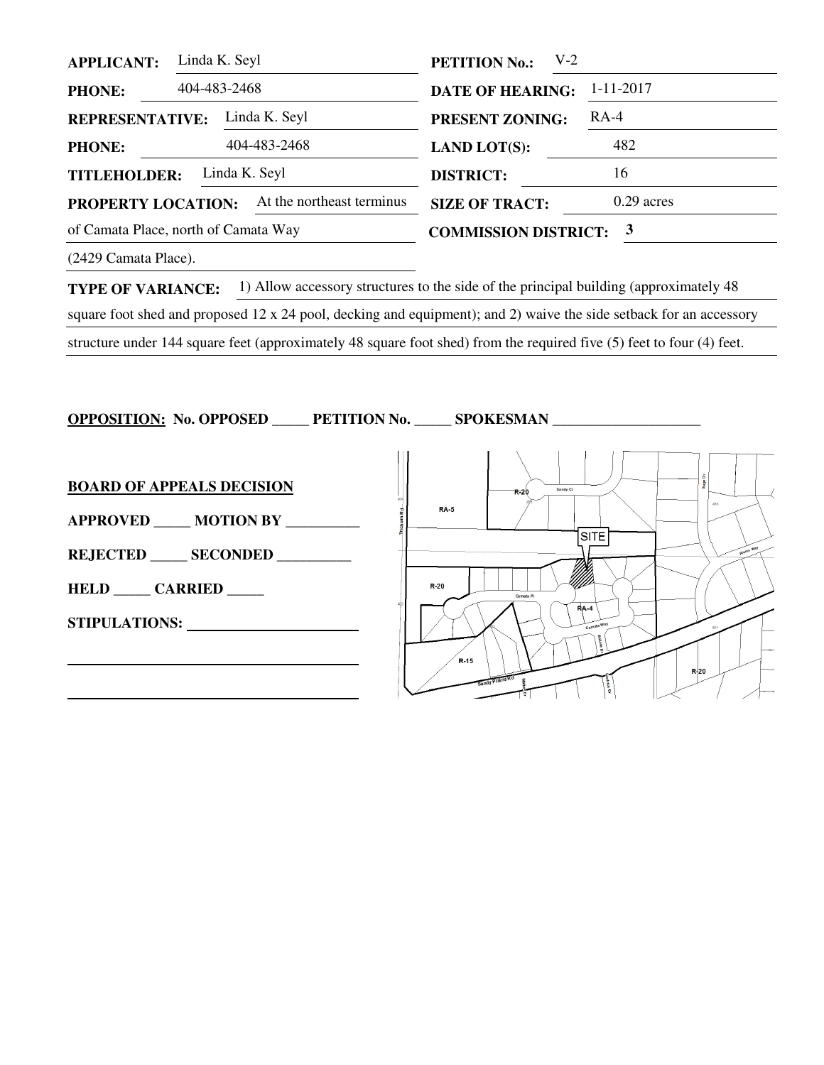**APPLICANT:** Linda K. Seyl

**PHONE:** 404-483-2468

**REPRESENTATIVE:** Linda K. Seyl

**PHONE:** 404-483-2468

**TITLEHOLDER:** Linda K. Seyl

**PROPERTY LOCATION:** At the northeast terminus of Camata Place, north of Camata Way (2429 Camata Place).

**PETITION No.:** V-2

**DATE OF HEARING:** 1-11-2017

**PRESENT ZONING:** RA-4

**LAND LOT(S):** 482

**DISTRICT:** 16

**SIZE OF TRACT:** 0.29 acres

**COMMISSION DISTRICT:** 3

**TYPE OF VARIANCE:** 1) Allow accessory structures to the side of the principal building (approximately 48 square foot shed and proposed 12 x 24 pool, decking and equipment); and 2) waive the side setback for an accessory structure under 144 square feet (approximately 48 square foot shed) from the required five (5) feet to four (4) feet.

**OPPOSITION: No. OPPOSED _____ PETITION No. _____ SPOKESMAN ____________________**

**BOARD OF APPEALS DECISION**

**APPROVED _____ MOTION BY __________**

**REJECTED _____ SECONDED __________**

**HELD _____ CARRIED _____**

**STIPULATIONS:** ______________________

______________________

______________________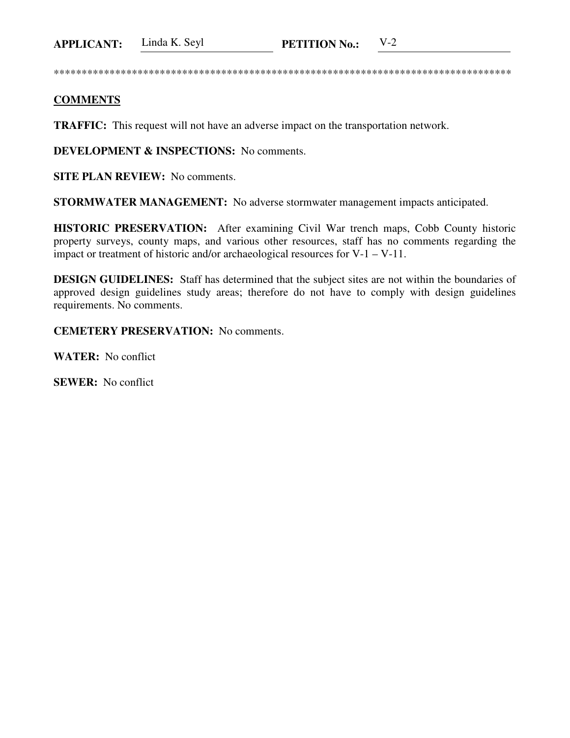**APPLICANT:** Linda K. Seyl **PETITION No.:** V-2

************************************************************************************

## COMMENTS

**TRAFFIC:** This request will not have an adverse impact on the transportation network.

**DEVELOPMENT & INSPECTIONS:** No comments.

**SITE PLAN REVIEW:** No comments.

**STORMWATER MANAGEMENT:** No adverse stormwater management impacts anticipated.

**HISTORIC PRESERVATION:** After examining Civil War trench maps, Cobb County historic property surveys, county maps, and various other resources, staff has no comments regarding the impact or treatment of historic and/or archaeological resources for V-1 – V-11.

**DESIGN GUIDELINES:** Staff has determined that the subject sites are not within the boundaries of approved design guidelines study areas; therefore do not have to comply with design guidelines requirements. No comments.

**CEMETERY PRESERVATION:** No comments.

**WATER:** No conflict

**SEWER:** No conflict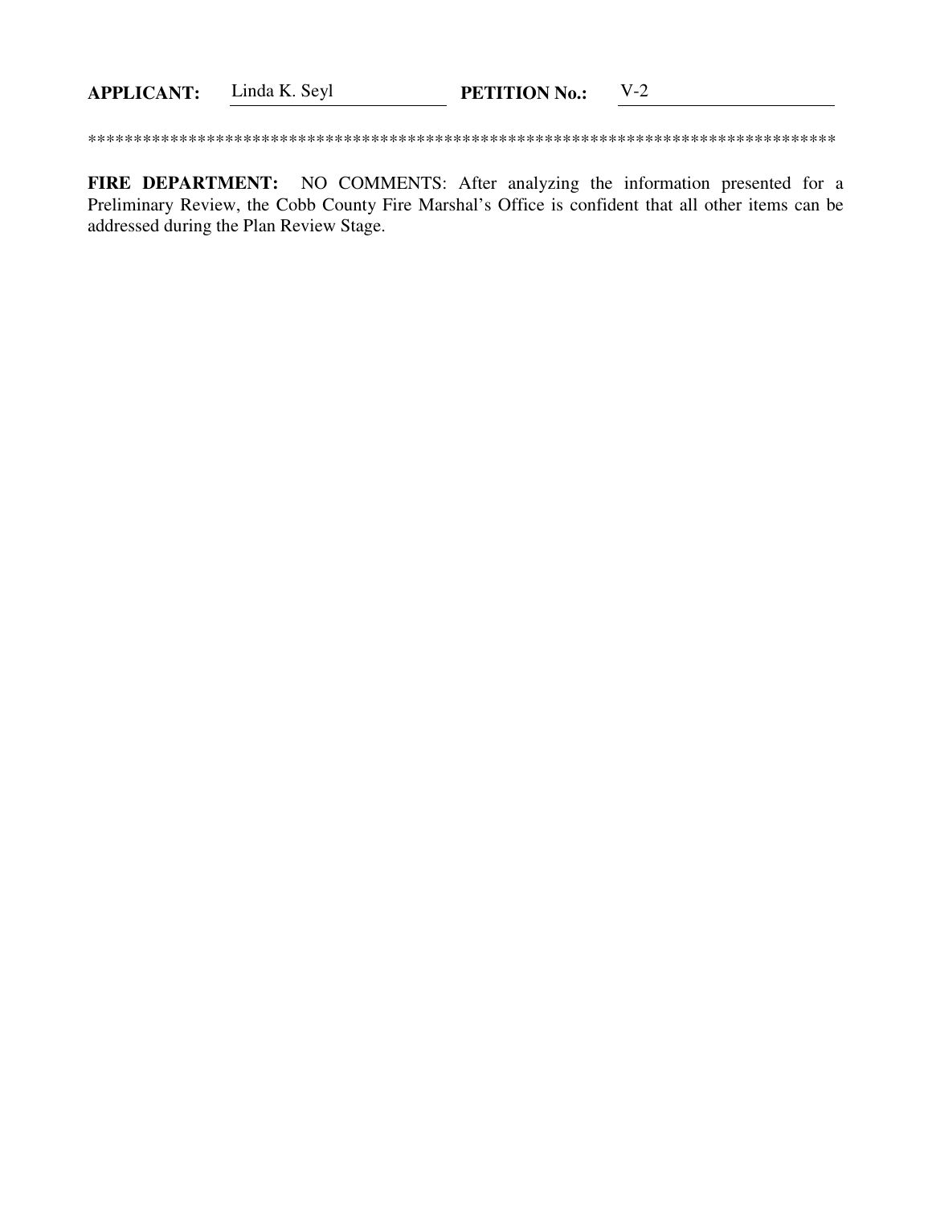**APPLICANT:** Linda K. Seyl **PETITION No.:** V-2

************************************************************************************

**FIRE DEPARTMENT:** NO COMMENTS: After analyzing the information presented for a Preliminary Review, the Cobb County Fire Marshal's Office is confident that all other items can be addressed during the Plan Review Stage.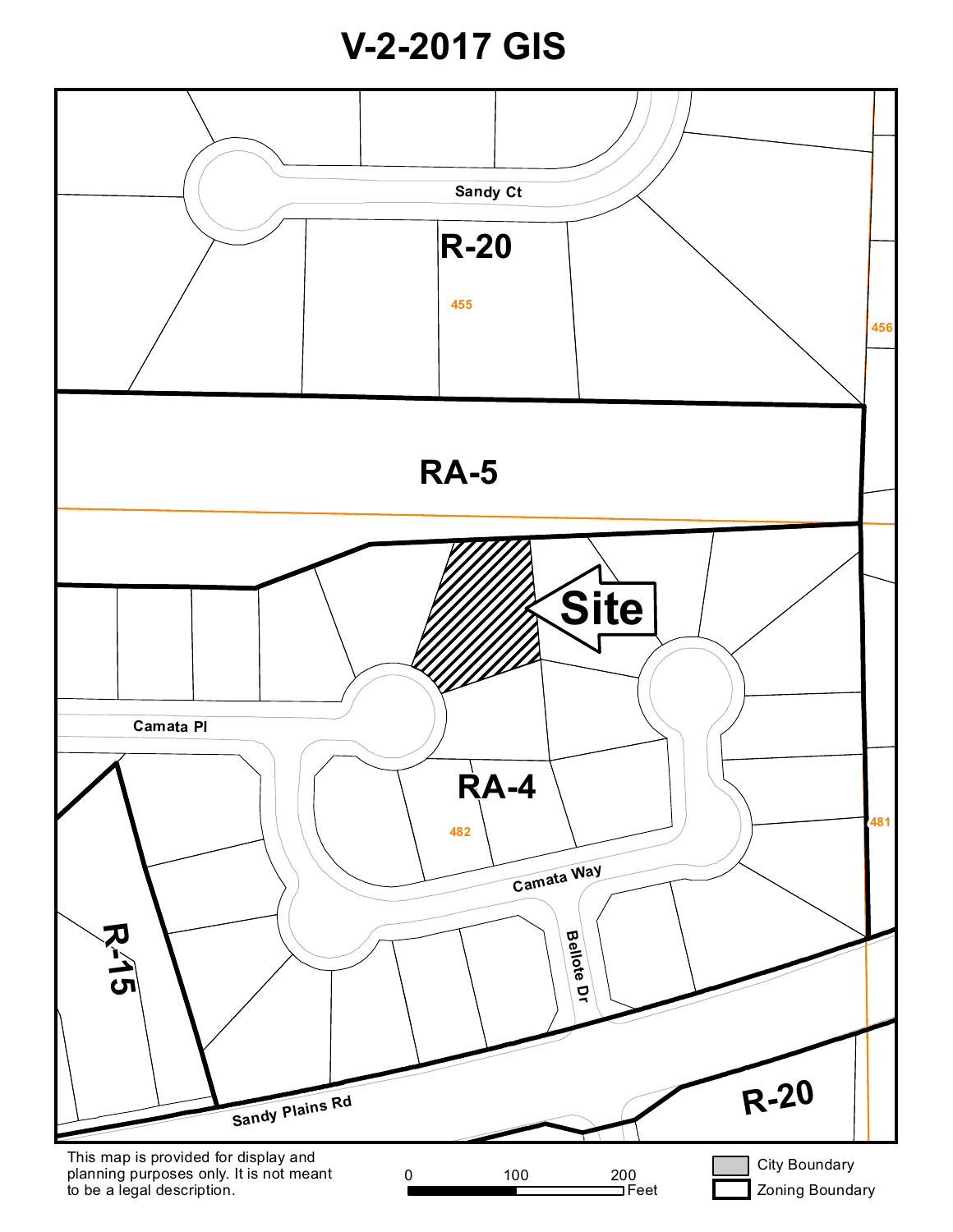# V-2-2017 GIS

Sandy Ct

R-20

455

456

RA-5

Site

Camata Pl

RA-4

482

481

Camata Way

Bellote Dr

R-15

Sandy Plains Rd

R-20

This map is provided for display and planning purposes only. It is not meant to be a legal description.

0 100 200 Feet

City Boundary

Zoning Boundary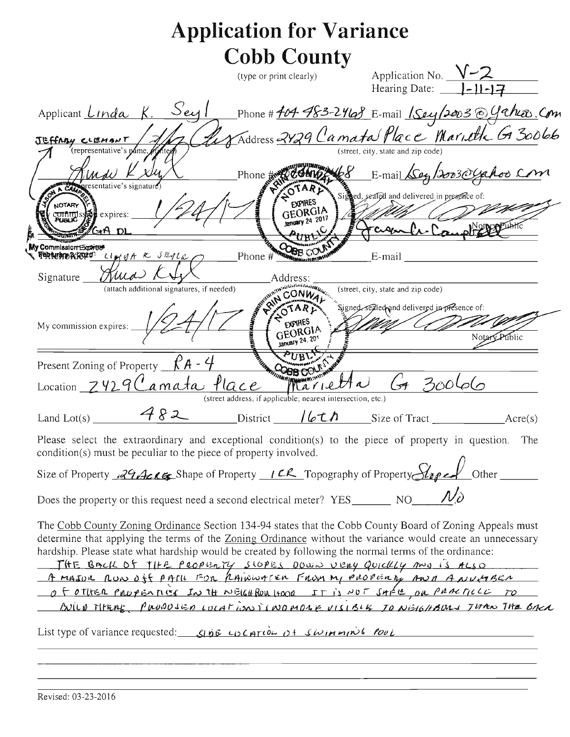# Application for Variance
## Cobb County

(type or print clearly)

Application No. V-2

Hearing Date: 1-11-17

Applicant Linda K. Seyl Phone # 404-483-2468 E-mail lseyl2003@yahoo.com

JEFFREY CLEMENT Address 2429 Camata Place Marietta GA 30066

(representative's name, printed) (street, city, state and zip code)

Phone # 404-483-2468 E-mail lseyl2003@yahoo.com

(representative's signature)

Signed, sealed and delivered in presence of:

My commission expires: 1/24/17

Notary Public

Titleholder LINDA K SEYL Phone # E-mail

Signature

(attach additional signatures, if needed)

Address:

(street, city, state and zip code)

Signed, sealed and delivered in presence of:

My commission expires: 1/24/17

Notary Public

Present Zoning of Property RA-4

Location 2429 Camata Place Marietta GA 30066

(street address, if applicable; nearest intersection, etc.)

Land Lot(s) 482 District 16th Size of Tract \_\_\_\_\_\_ Acre(s)

Please select the extraordinary and exceptional condition(s) to the piece of property in question. The condition(s) must be peculiar to the piece of property involved.

Size of Property .29 Acres Shape of Property ICR Topography of Property Sloped Other \_\_\_\_\_\_

Does the property or this request need a second electrical meter? YES \_\_\_\_\_\_ NO No

The Cobb County Zoning Ordinance Section 134-94 states that the Cobb County Board of Zoning Appeals must determine that applying the terms of the Zoning Ordinance without the variance would create an unnecessary hardship. Please state what hardship would be created by following the normal terms of the ordinance:

THE BACK OF THE PROPERTY SLOPES DOWN VERY QUICKLY AND IS ALSO A MAJOR RUN OFF PATH FOR RAINWATER FROM MY PROPERTY AND A NUMBER OF OTHER PROPERTIES IN THE NEIGHBORHOOD. IT IS NOT SAFE, OR PRACTICLE TO BUILD THERE. PROPOSED LOCATION IS NO MORE VISIBLE TO NEIGHBORS THAN THE BACK

List type of variance requested: SIDE LOCATION OF SWIMMING POOL

Revised: 03-23-2016